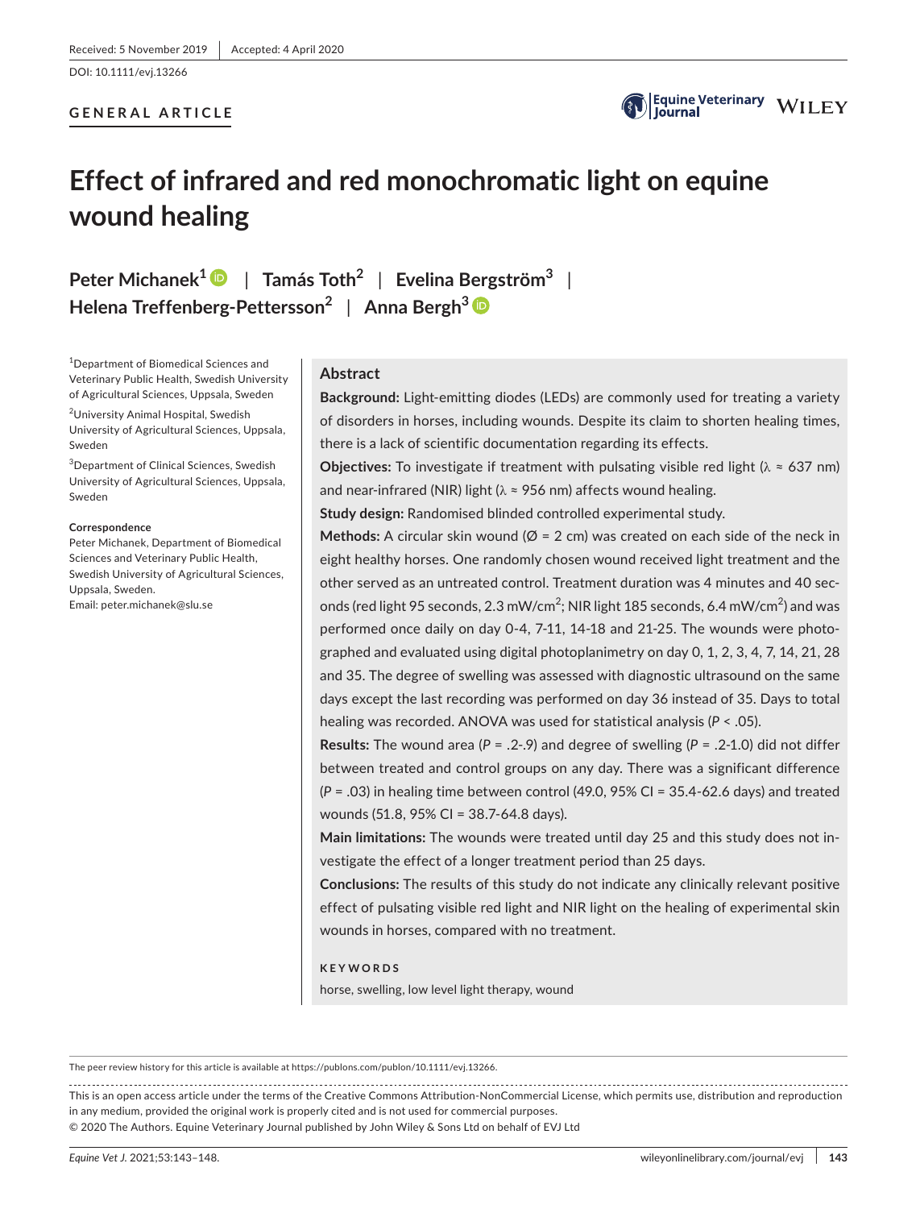Received: 5 November 2019 | Accepted: 4 April 2020

DOI: 10.1111/evj.13266

GENERAL ARTICLE

# Effect of infrared and red monochromatic light on equine wound healing

**Peter Michanek[1] | Tamás Toth[2] | Evelina Bergström[3] | Helena Treffenberg-Pettersson[2] | Anna Bergh[3]**

[1]Department of Biomedical Sciences and Veterinary Public Health, Swedish University of Agricultural Sciences, Uppsala, Sweden

[2]University Animal Hospital, Swedish University of Agricultural Sciences, Uppsala, Sweden

[3]Department of Clinical Sciences, Swedish University of Agricultural Sciences, Uppsala, Sweden

**Correspondence**
Peter Michanek, Department of Biomedical Sciences and Veterinary Public Health, Swedish University of Agricultural Sciences, Uppsala, Sweden.
Email: peter.michanek@slu.se

## Abstract

**Background:** Light-emitting diodes (LEDs) are commonly used for treating a variety of disorders in horses, including wounds. Despite its claim to shorten healing times, there is a lack of scientific documentation regarding its effects.

**Objectives:** To investigate if treatment with pulsating visible red light ($\lambda \approx 637$ nm) and near-infrared (NIR) light ($\lambda \approx 956$ nm) affects wound healing.

**Study design:** Randomised blinded controlled experimental study.

**Methods:** A circular skin wound (Ø = 2 cm) was created on each side of the neck in eight healthy horses. One randomly chosen wound received light treatment and the other served as an untreated control. Treatment duration was 4 minutes and 40 seconds (red light 95 seconds, 2.3 mW/cm$^2$; NIR light 185 seconds, 6.4 mW/cm$^2$) and was performed once daily on day 0-4, 7-11, 14-18 and 21-25. The wounds were photographed and evaluated using digital photoplanimetry on day 0, 1, 2, 3, 4, 7, 14, 21, 28 and 35. The degree of swelling was assessed with diagnostic ultrasound on the same days except the last recording was performed on day 36 instead of 35. Days to total healing was recorded. ANOVA was used for statistical analysis ($P < .05$).

**Results:** The wound area ($P = .2$-$.9$) and degree of swelling ($P = .2$-$1.0$) did not differ between treated and control groups on any day. There was a significant difference ($P = .03$) in healing time between control (49.0, 95% CI = 35.4-62.6 days) and treated wounds (51.8, 95% CI = 38.7-64.8 days).

**Main limitations:** The wounds were treated until day 25 and this study does not investigate the effect of a longer treatment period than 25 days.

**Conclusions:** The results of this study do not indicate any clinically relevant positive effect of pulsating visible red light and NIR light on the healing of experimental skin wounds in horses, compared with no treatment.

**KEYWORDS**

horse, swelling, low level light therapy, wound

The peer review history for this article is available at https://publons.com/publon/10.1111/evj.13266.

This is an open access article under the terms of the Creative Commons Attribution-NonCommercial License, which permits use, distribution and reproduction in any medium, provided the original work is properly cited and is not used for commercial purposes.
© 2020 The Authors. Equine Veterinary Journal published by John Wiley & Sons Ltd on behalf of EVJ Ltd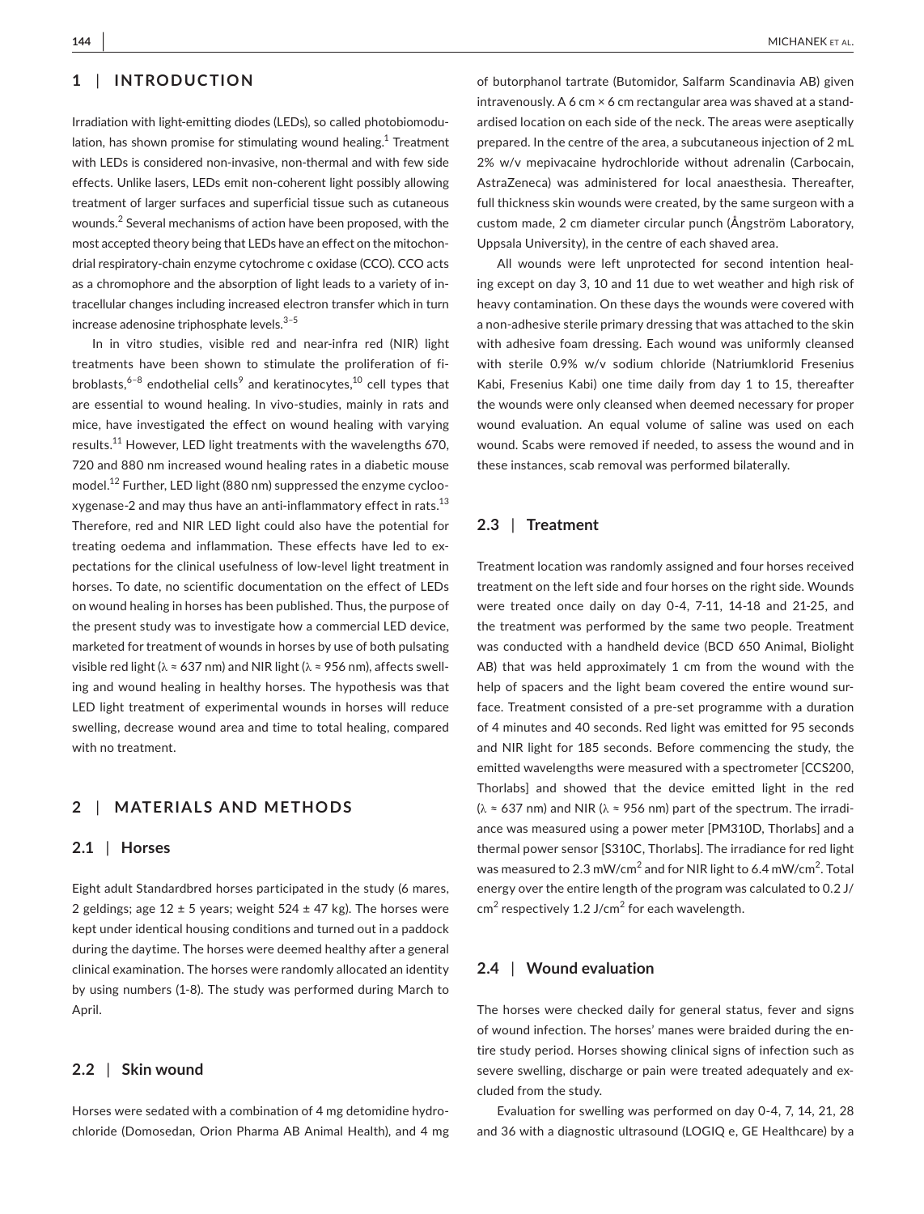## 1 | INTRODUCTION

Irradiation with light-emitting diodes (LEDs), so called photobiomodulation, has shown promise for stimulating wound healing.[1] Treatment with LEDs is considered non-invasive, non-thermal and with few side effects. Unlike lasers, LEDs emit non-coherent light possibly allowing treatment of larger surfaces and superficial tissue such as cutaneous wounds.[2] Several mechanisms of action have been proposed, with the most accepted theory being that LEDs have an effect on the mitochondrial respiratory-chain enzyme cytochrome c oxidase (CCO). CCO acts as a chromophore and the absorption of light leads to a variety of intracellular changes including increased electron transfer which in turn increase adenosine triphosphate levels.[3–5]

In in vitro studies, visible red and near-infra red (NIR) light treatments have been shown to stimulate the proliferation of fibroblasts,[6–8] endothelial cells[9] and keratinocytes,[10] cell types that are essential to wound healing. In vivo-studies, mainly in rats and mice, have investigated the effect on wound healing with varying results.[11] However, LED light treatments with the wavelengths 670, 720 and 880 nm increased wound healing rates in a diabetic mouse model.[12] Further, LED light (880 nm) suppressed the enzyme cyclooxygenase-2 and may thus have an anti-inflammatory effect in rats.[13] Therefore, red and NIR LED light could also have the potential for treating oedema and inflammation. These effects have led to expectations for the clinical usefulness of low-level light treatment in horses. To date, no scientific documentation on the effect of LEDs on wound healing in horses has been published. Thus, the purpose of the present study was to investigate how a commercial LED device, marketed for treatment of wounds in horses by use of both pulsating visible red light (λ ≈ 637 nm) and NIR light (λ ≈ 956 nm), affects swelling and wound healing in healthy horses. The hypothesis was that LED light treatment of experimental wounds in horses will reduce swelling, decrease wound area and time to total healing, compared with no treatment.

## 2 | MATERIALS AND METHODS

### 2.1 | Horses

Eight adult Standardbred horses participated in the study (6 mares, 2 geldings; age 12 ± 5 years; weight 524 ± 47 kg). The horses were kept under identical housing conditions and turned out in a paddock during the daytime. The horses were deemed healthy after a general clinical examination. The horses were randomly allocated an identity by using numbers (1-8). The study was performed during March to April.

### 2.2 | Skin wound

Horses were sedated with a combination of 4 mg detomidine hydrochloride (Domosedan, Orion Pharma AB Animal Health), and 4 mg of butorphanol tartrate (Butomidor, Salfarm Scandinavia AB) given intravenously. A 6 cm × 6 cm rectangular area was shaved at a standardised location on each side of the neck. The areas were aseptically prepared. In the centre of the area, a subcutaneous injection of 2 mL 2% w/v mepivacaine hydrochloride without adrenalin (Carbocain, AstraZeneca) was administered for local anaesthesia. Thereafter, full thickness skin wounds were created, by the same surgeon with a custom made, 2 cm diameter circular punch (Ångström Laboratory, Uppsala University), in the centre of each shaved area.

All wounds were left unprotected for second intention healing except on day 3, 10 and 11 due to wet weather and high risk of heavy contamination. On these days the wounds were covered with a non-adhesive sterile primary dressing that was attached to the skin with adhesive foam dressing. Each wound was uniformly cleansed with sterile 0.9% w/v sodium chloride (Natriumklorid Fresenius Kabi, Fresenius Kabi) one time daily from day 1 to 15, thereafter the wounds were only cleansed when deemed necessary for proper wound evaluation. An equal volume of saline was used on each wound. Scabs were removed if needed, to assess the wound and in these instances, scab removal was performed bilaterally.

### 2.3 | Treatment

Treatment location was randomly assigned and four horses received treatment on the left side and four horses on the right side. Wounds were treated once daily on day 0-4, 7-11, 14-18 and 21-25, and the treatment was performed by the same two people. Treatment was conducted with a handheld device (BCD 650 Animal, Biolight AB) that was held approximately 1 cm from the wound with the help of spacers and the light beam covered the entire wound surface. Treatment consisted of a pre-set programme with a duration of 4 minutes and 40 seconds. Red light was emitted for 95 seconds and NIR light for 185 seconds. Before commencing the study, the emitted wavelengths were measured with a spectrometer [CCS200, Thorlabs] and showed that the device emitted light in the red (λ ≈ 637 nm) and NIR (λ ≈ 956 nm) part of the spectrum. The irradiance was measured using a power meter [PM310D, Thorlabs] and a thermal power sensor [S310C, Thorlabs]. The irradiance for red light was measured to 2.3 mW/cm$^2$ and for NIR light to 6.4 mW/cm$^2$. Total energy over the entire length of the program was calculated to 0.2 J/cm$^2$ respectively 1.2 J/cm$^2$ for each wavelength.

### 2.4 | Wound evaluation

The horses were checked daily for general status, fever and signs of wound infection. The horses' manes were braided during the entire study period. Horses showing clinical signs of infection such as severe swelling, discharge or pain were treated adequately and excluded from the study.

Evaluation for swelling was performed on day 0-4, 7, 14, 21, 28 and 36 with a diagnostic ultrasound (LOGIQ e, GE Healthcare) by a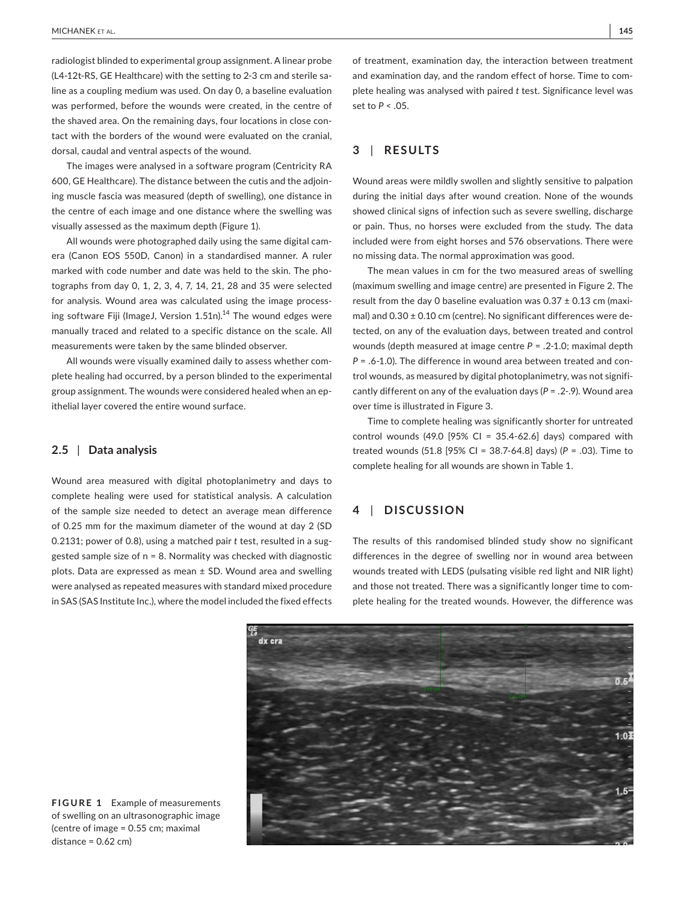radiologist blinded to experimental group assignment. A linear probe (L4-12t-RS, GE Healthcare) with the setting to 2-3 cm and sterile saline as a coupling medium was used. On day 0, a baseline evaluation was performed, before the wounds were created, in the centre of the shaved area. On the remaining days, four locations in close contact with the borders of the wound were evaluated on the cranial, dorsal, caudal and ventral aspects of the wound.

The images were analysed in a software program (Centricity RA 600, GE Healthcare). The distance between the cutis and the adjoining muscle fascia was measured (depth of swelling), one distance in the centre of each image and one distance where the swelling was visually assessed as the maximum depth (Figure 1).

All wounds were photographed daily using the same digital camera (Canon EOS 550D, Canon) in a standardised manner. A ruler marked with code number and date was held to the skin. The photographs from day 0, 1, 2, 3, 4, 7, 14, 21, 28 and 35 were selected for analysis. Wound area was calculated using the image processing software Fiji (ImageJ, Version 1.51n).[14] The wound edges were manually traced and related to a specific distance on the scale. All measurements were taken by the same blinded observer.

All wounds were visually examined daily to assess whether complete healing had occurred, by a person blinded to the experimental group assignment. The wounds were considered healed when an epithelial layer covered the entire wound surface.

### 2.5 | Data analysis

Wound area measured with digital photoplanimetry and days to complete healing were used for statistical analysis. A calculation of the sample size needed to detect an average mean difference of 0.25 mm for the maximum diameter of the wound at day 2 (SD 0.2131; power of 0.8), using a matched pair *t* test, resulted in a suggested sample size of n = 8. Normality was checked with diagnostic plots. Data are expressed as mean ± SD. Wound area and swelling were analysed as repeated measures with standard mixed procedure in SAS (SAS Institute Inc.), where the model included the fixed effects of treatment, examination day, the interaction between treatment and examination day, and the random effect of horse. Time to complete healing was analysed with paired *t* test. Significance level was set to $P < .05$.

## 3 | RESULTS

Wound areas were mildly swollen and slightly sensitive to palpation during the initial days after wound creation. None of the wounds showed clinical signs of infection such as severe swelling, discharge or pain. Thus, no horses were excluded from the study. The data included were from eight horses and 576 observations. There were no missing data. The normal approximation was good.

The mean values in cm for the two measured areas of swelling (maximum swelling and image centre) are presented in Figure 2. The result from the day 0 baseline evaluation was 0.37 ± 0.13 cm (maximal) and 0.30 ± 0.10 cm (centre). No significant differences were detected, on any of the evaluation days, between treated and control wounds (depth measured at image centre *P* = .2-1.0; maximal depth *P* = .6-1.0). The difference in wound area between treated and control wounds, as measured by digital photoplanimetry, was not significantly different on any of the evaluation days (*P* = .2-.9). Wound area over time is illustrated in Figure 3.

Time to complete healing was significantly shorter for untreated control wounds (49.0 [95% CI = 35.4-62.6] days) compared with treated wounds (51.8 [95% CI = 38.7-64.8] days) (*P* = .03). Time to complete healing for all wounds are shown in Table 1.

## 4 | DISCUSSION

The results of this randomised blinded study show no significant differences in the degree of swelling nor in wound area between wounds treated with LEDS (pulsating visible red light and NIR light) and those not treated. There was a significantly longer time to complete healing for the treated wounds. However, the difference was

**FIGURE 1** Example of measurements of swelling on an ultrasonographic image (centre of image = 0.55 cm; maximal distance = 0.62 cm)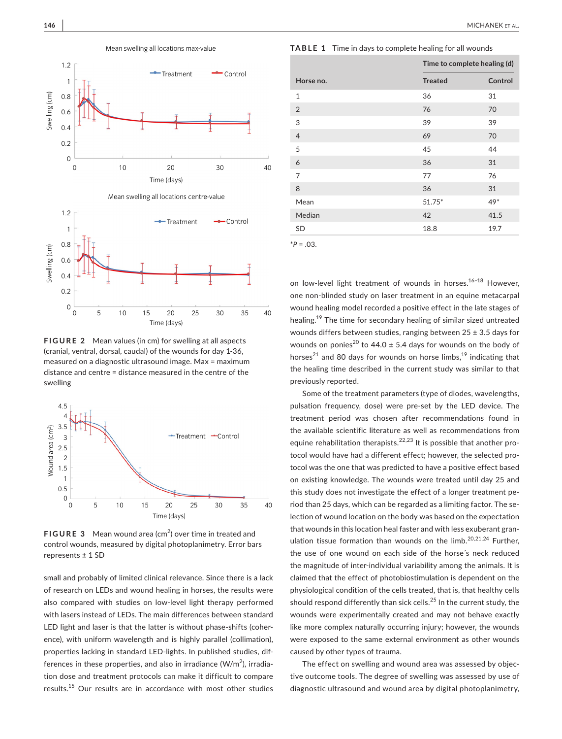FIGURE 2 Mean values (in cm) for swelling at all aspects (cranial, ventral, dorsal, caudal) of the wounds for day 1-36, measured on a diagnostic ultrasound image. Max = maximum distance and centre = distance measured in the centre of the swelling

FIGURE 3 Mean wound area ($cm^2$) over time in treated and control wounds, measured by digital photoplanimetry. Error bars represents ± 1 SD

small and probably of limited clinical relevance. Since there is a lack of research on LEDs and wound healing in horses, the results were also compared with studies on low-level light therapy performed with lasers instead of LEDs. The main differences between standard LED light and laser is that the latter is without phase-shifts (coherence), with uniform wavelength and is highly parallel (collimation), properties lacking in standard LED-lights. In published studies, differences in these properties, and also in irradiance ($W/m^2$), irradiation dose and treatment protocols can make it difficult to compare results.[15] Our results are in accordance with most other studies on low-level light treatment of wounds in horses.[16-18] However, one non-blinded study on laser treatment in an equine metacarpal wound healing model recorded a positive effect in the late stages of healing.[19] The time for secondary healing of similar sized untreated wounds differs between studies, ranging between 25 ± 3.5 days for wounds on ponies[20] to 44.0 ± 5.4 days for wounds on the body of horses[21] and 80 days for wounds on horse limbs,[19] indicating that the healing time described in the current study was similar to that previously reported.

**TABLE 1** Time in days to complete healing for all wounds

| Horse no. | Time to complete healing (d) | |
|---|---|---|
| | Treated | Control |
| 1 | 36 | 31 |
| 2 | 76 | 70 |
| 3 | 39 | 39 |
| 4 | 69 | 70 |
| 5 | 45 | 44 |
| 6 | 36 | 31 |
| 7 | 77 | 76 |
| 8 | 36 | 31 |
| Mean | 51.75* | 49* |
| Median | 42 | 41.5 |
| SD | 18.8 | 19.7 |

*$P = .03$.

Some of the treatment parameters (type of diodes, wavelengths, pulsation frequency, dose) were pre-set by the LED device. The treatment period was chosen after recommendations found in the available scientific literature as well as recommendations from equine rehabilitation therapists.[22,23] It is possible that another protocol would have had a different effect; however, the selected protocol was the one that was predicted to have a positive effect based on existing knowledge. The wounds were treated until day 25 and this study does not investigate the effect of a longer treatment period than 25 days, which can be regarded as a limiting factor. The selection of wound location on the body was based on the expectation that wounds in this location heal faster and with less exuberant granulation tissue formation than wounds on the limb.[20,21,24] Further, the use of one wound on each side of the horse´s neck reduced the magnitude of inter-individual variability among the animals. It is claimed that the effect of photobiostimulation is dependent on the physiological condition of the cells treated, that is, that healthy cells should respond differently than sick cells.[25] In the current study, the wounds were experimentally created and may not behave exactly like more complex naturally occurring injury; however, the wounds were exposed to the same external environment as other wounds caused by other types of trauma.

The effect on swelling and wound area was assessed by objective outcome tools. The degree of swelling was assessed by use of diagnostic ultrasound and wound area by digital photoplanimetry,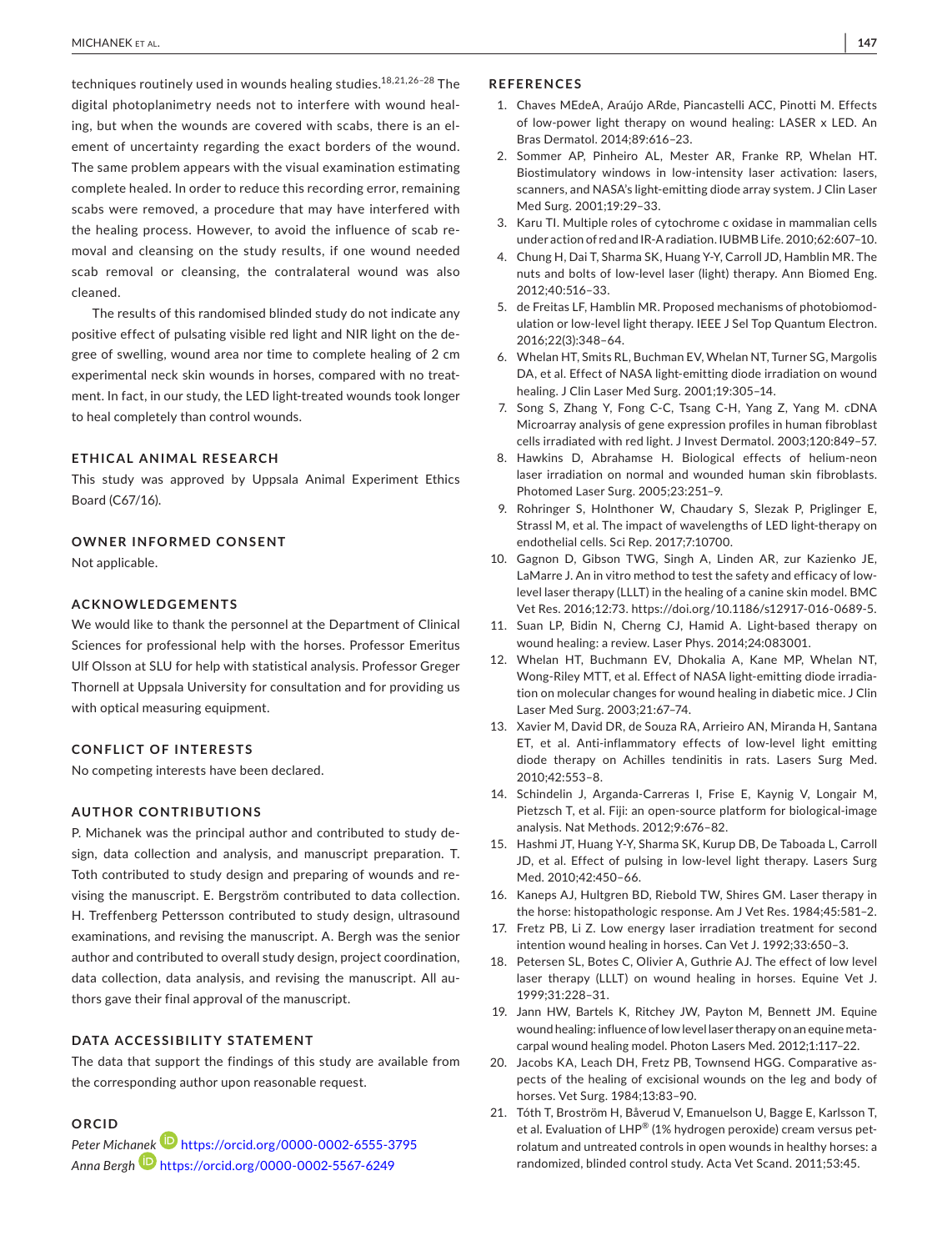techniques routinely used in wounds healing studies.[18,21,26–28] The digital photoplanimetry needs not to interfere with wound healing, but when the wounds are covered with scabs, there is an element of uncertainty regarding the exact borders of the wound. The same problem appears with the visual examination estimating complete healed. In order to reduce this recording error, remaining scabs were removed, a procedure that may have interfered with the healing process. However, to avoid the influence of scab removal and cleansing on the study results, if one wound needed scab removal or cleansing, the contralateral wound was also cleaned.

The results of this randomised blinded study do not indicate any positive effect of pulsating visible red light and NIR light on the degree of swelling, wound area nor time to complete healing of 2 cm experimental neck skin wounds in horses, compared with no treatment. In fact, in our study, the LED light-treated wounds took longer to heal completely than control wounds.

## ETHICAL ANIMAL RESEARCH

This study was approved by Uppsala Animal Experiment Ethics Board (C67/16).

## OWNER INFORMED CONSENT

Not applicable.

## ACKNOWLEDGEMENTS

We would like to thank the personnel at the Department of Clinical Sciences for professional help with the horses. Professor Emeritus Ulf Olsson at SLU for help with statistical analysis. Professor Greger Thornell at Uppsala University for consultation and for providing us with optical measuring equipment.

## CONFLICT OF INTERESTS

No competing interests have been declared.

## AUTHOR CONTRIBUTIONS

P. Michanek was the principal author and contributed to study design, data collection and analysis, and manuscript preparation. T. Toth contributed to study design and preparing of wounds and revising the manuscript. E. Bergström contributed to data collection. H. Treffenberg Pettersson contributed to study design, ultrasound examinations, and revising the manuscript. A. Bergh was the senior author and contributed to overall study design, project coordination, data collection, data analysis, and revising the manuscript. All authors gave their final approval of the manuscript.

## DATA ACCESSIBILITY STATEMENT

The data that support the findings of this study are available from the corresponding author upon reasonable request.

## ORCID

*Peter Michanek* https://orcid.org/0000-0002-6555-3795
*Anna Bergh* https://orcid.org/0000-0002-5567-6249

## REFERENCES

1. Chaves MEdeA, Araújo ARde, Piancastelli ACC, Pinotti M. Effects of low-power light therapy on wound healing: LASER x LED. An Bras Dermatol. 2014;89:616–23.
2. Sommer AP, Pinheiro AL, Mester AR, Franke RP, Whelan HT. Biostimulatory windows in low-intensity laser activation: lasers, scanners, and NASA's light-emitting diode array system. J Clin Laser Med Surg. 2001;19:29–33.
3. Karu TI. Multiple roles of cytochrome c oxidase in mammalian cells under action of red and IR-A radiation. IUBMB Life. 2010;62:607–10.
4. Chung H, Dai T, Sharma SK, Huang Y-Y, Carroll JD, Hamblin MR. The nuts and bolts of low-level laser (light) therapy. Ann Biomed Eng. 2012;40:516–33.
5. de Freitas LF, Hamblin MR. Proposed mechanisms of photobiomodulation or low-level light therapy. IEEE J Sel Top Quantum Electron. 2016;22(3):348–64.
6. Whelan HT, Smits RL, Buchman EV, Whelan NT, Turner SG, Margolis DA, et al. Effect of NASA light-emitting diode irradiation on wound healing. J Clin Laser Med Surg. 2001;19:305–14.
7. Song S, Zhang Y, Fong C-C, Tsang C-H, Yang Z, Yang M. cDNA Microarray analysis of gene expression profiles in human fibroblast cells irradiated with red light. J Invest Dermatol. 2003;120:849–57.
8. Hawkins D, Abrahamse H. Biological effects of helium-neon laser irradiation on normal and wounded human skin fibroblasts. Photomed Laser Surg. 2005;23:251–9.
9. Rohringer S, Holnthoner W, Chaudary S, Slezak P, Priglinger E, Strassl M, et al. The impact of wavelengths of LED light-therapy on endothelial cells. Sci Rep. 2017;7:10700.
10. Gagnon D, Gibson TWG, Singh A, Linden AR, zur Kazienko JE, LaMarre J. An in vitro method to test the safety and efficacy of low-level laser therapy (LLLT) in the healing of a canine skin model. BMC Vet Res. 2016;12:73. https://doi.org/10.1186/s12917-016-0689-5.
11. Suan LP, Bidin N, Cherng CJ, Hamid A. Light-based therapy on wound healing: a review. Laser Phys. 2014;24:083001.
12. Whelan HT, Buchmann EV, Dhokalia A, Kane MP, Whelan NT, Wong-Riley MTT, et al. Effect of NASA light-emitting diode irradiation on molecular changes for wound healing in diabetic mice. J Clin Laser Med Surg. 2003;21:67–74.
13. Xavier M, David DR, de Souza RA, Arrieiro AN, Miranda H, Santana ET, et al. Anti-inflammatory effects of low-level light emitting diode therapy on Achilles tendinitis in rats. Lasers Surg Med. 2010;42:553–8.
14. Schindelin J, Arganda-Carreras I, Frise E, Kaynig V, Longair M, Pietzsch T, et al. Fiji: an open-source platform for biological-image analysis. Nat Methods. 2012;9:676–82.
15. Hashmi JT, Huang Y-Y, Sharma SK, Kurup DB, De Taboada L, Carroll JD, et al. Effect of pulsing in low-level light therapy. Lasers Surg Med. 2010;42:450–66.
16. Kaneps AJ, Hultgren BD, Riebold TW, Shires GM. Laser therapy in the horse: histopathologic response. Am J Vet Res. 1984;45:581–2.
17. Fretz PB, Li Z. Low energy laser irradiation treatment for second intention wound healing in horses. Can Vet J. 1992;33:650–3.
18. Petersen SL, Botes C, Olivier A, Guthrie AJ. The effect of low level laser therapy (LLLT) on wound healing in horses. Equine Vet J. 1999;31:228–31.
19. Jann HW, Bartels K, Ritchey JW, Payton M, Bennett JM. Equine wound healing: influence of low level laser therapy on an equine metacarpal wound healing model. Photon Lasers Med. 2012;1:117–22.
20. Jacobs KA, Leach DH, Fretz PB, Townsend HGG. Comparative aspects of the healing of excisional wounds on the leg and body of horses. Vet Surg. 1984;13:83–90.
21. Tóth T, Broström H, Båverud V, Emanuelson U, Bagge E, Karlsson T, et al. Evaluation of LHP® (1% hydrogen peroxide) cream versus petrolatum and untreated controls in open wounds in healthy horses: a randomized, blinded control study. Acta Vet Scand. 2011;53:45.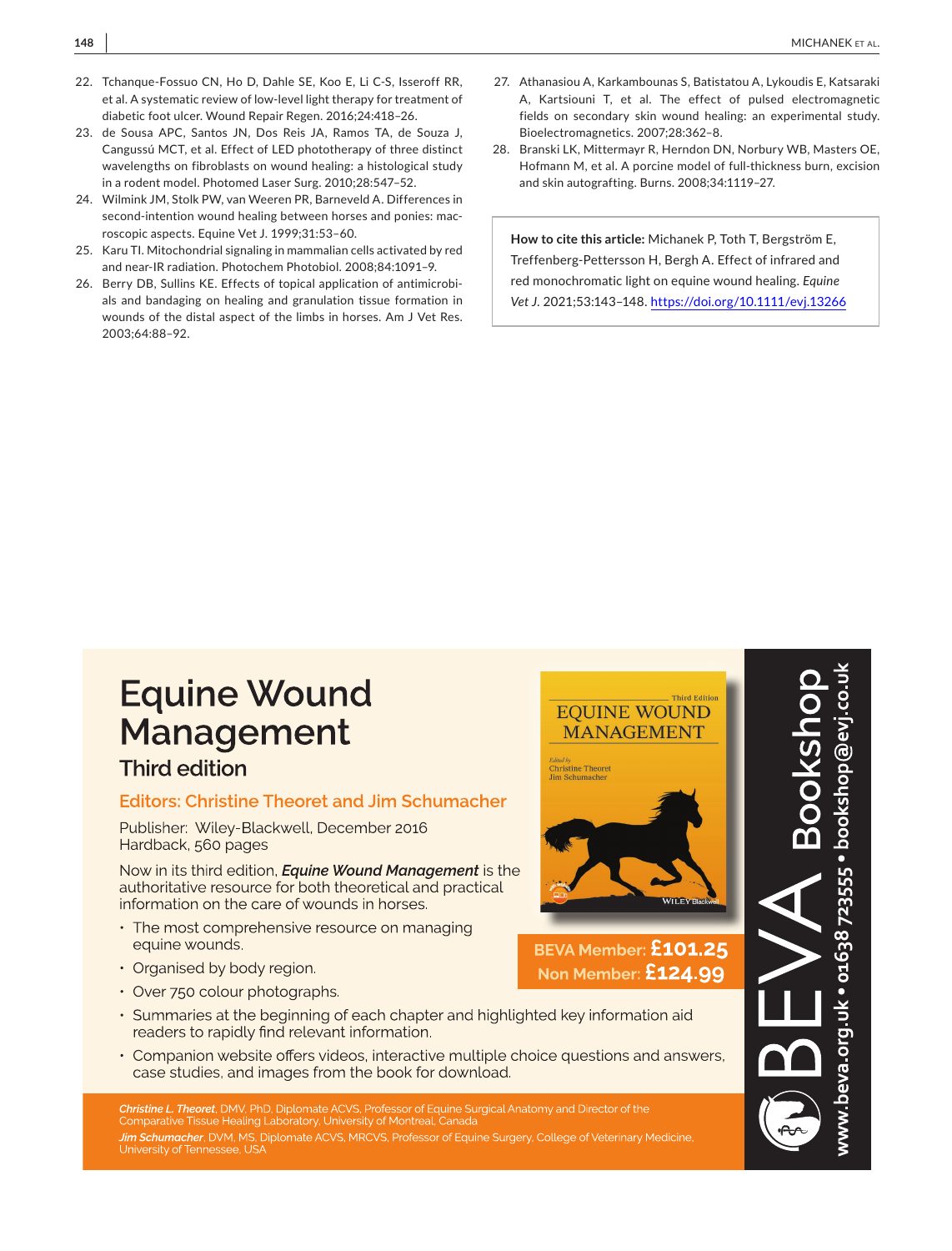22. Tchanque-Fossuo CN, Ho D, Dahle SE, Koo E, Li C-S, Isseroff RR, et al. A systematic review of low-level light therapy for treatment of diabetic foot ulcer. Wound Repair Regen. 2016;24:418–26.
23. de Sousa APC, Santos JN, Dos Reis JA, Ramos TA, de Souza J, Cangussú MCT, et al. Effect of LED phototherapy of three distinct wavelengths on fibroblasts on wound healing: a histological study in a rodent model. Photomed Laser Surg. 2010;28:547–52.
24. Wilmink JM, Stolk PW, van Weeren PR, Barneveld A. Differences in second-intention wound healing between horses and ponies: macroscopic aspects. Equine Vet J. 1999;31:53–60.
25. Karu TI. Mitochondrial signaling in mammalian cells activated by red and near-IR radiation. Photochem Photobiol. 2008;84:1091–9.
26. Berry DB, Sullins KE. Effects of topical application of antimicrobials and bandaging on healing and granulation tissue formation in wounds of the distal aspect of the limbs in horses. Am J Vet Res. 2003;64:88–92.
27. Athanasiou A, Karkambounas S, Batistatou A, Lykoudis E, Katsaraki A, Kartsiouni T, et al. The effect of pulsed electromagnetic fields on secondary skin wound healing: an experimental study. Bioelectromagnetics. 2007;28:362–8.
28. Branski LK, Mittermayr R, Herndon DN, Norbury WB, Masters OE, Hofmann M, et al. A porcine model of full-thickness burn, excision and skin autografting. Burns. 2008;34:1119–27.

**How to cite this article:** Michanek P, Toth T, Bergström E, Treffenberg-Pettersson H, Bergh A. Effect of infrared and red monochromatic light on equine wound healing. *Equine Vet J*. 2021;53:143–148. https://doi.org/10.1111/evj.13266

# Equine Wound Management

## Third edition

### Editors: Christine Theoret and Jim Schumacher

Publisher: Wiley-Blackwell, December 2016
Hardback, 560 pages

Now in its third edition, ***Equine Wound Management*** is the authoritative resource for both theoretical and practical information on the care of wounds in horses.

- The most comprehensive resource on managing equine wounds.
- Organised by body region.
- Over 750 colour photographs.
- Summaries at the beginning of each chapter and highlighted key information aid readers to rapidly find relevant information.
- Companion website offers videos, interactive multiple choice questions and answers, case studies, and images from the book for download.

BEVA Member: **£101.25**
Non Member: **£124.99**

***Christine L. Theoret***, DMV, PhD, Diplomate ACVS, Professor of Equine Surgical Anatomy and Director of the Comparative Tissue Healing Laboratory, University of Montreal, Canada

***Jim Schumacher***, DVM, MS, Diplomate ACVS, MRCVS, Professor of Equine Surgery, College of Veterinary Medicine, University of Tennessee, USA

BEVA Bookshop

www.beva.org.uk • 01638 723555 • bookshop@evj.co.uk